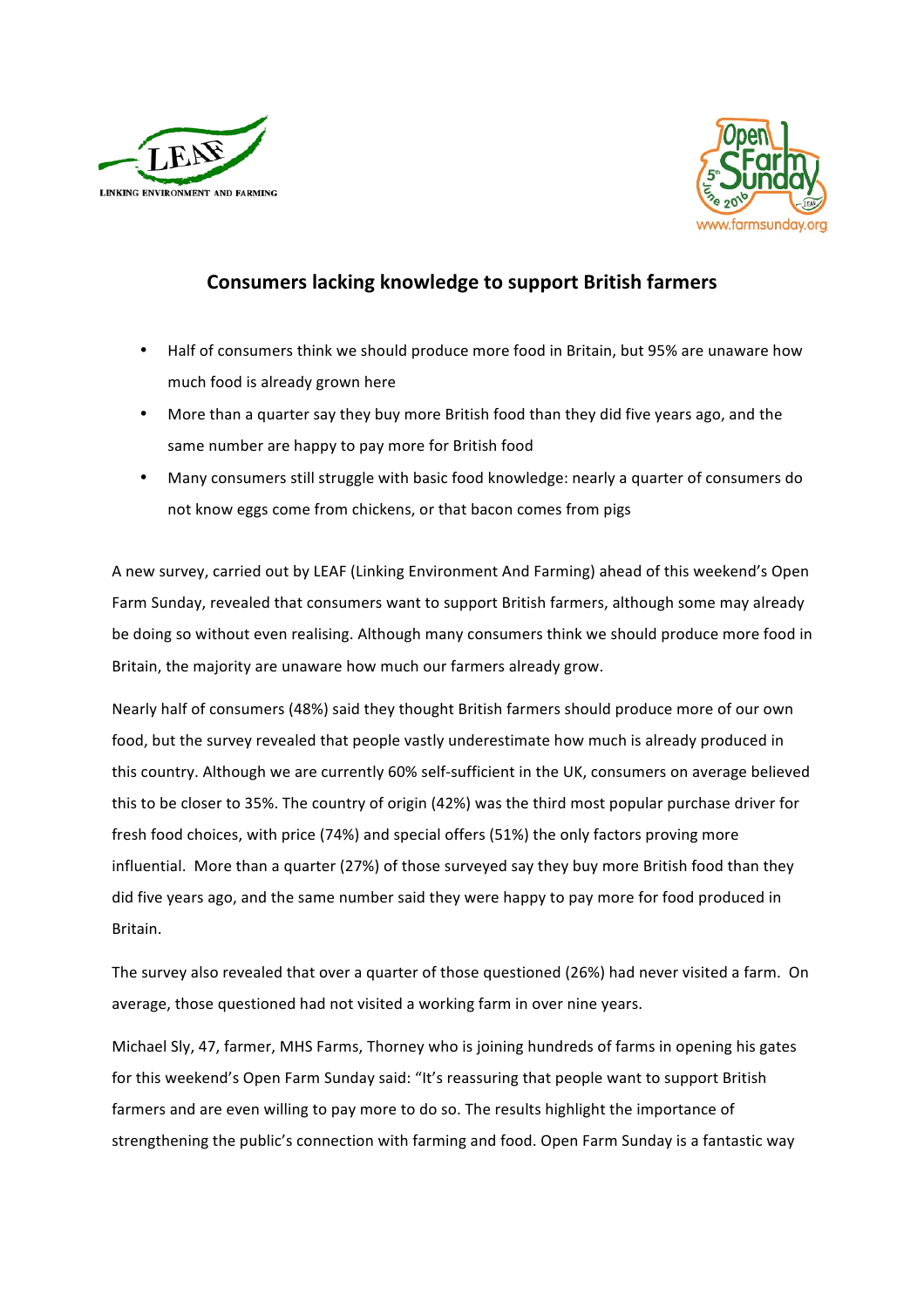# Consumers lacking knowledge to support British farmers

- Half of consumers think we should produce more food in Britain, but 95% are unaware how much food is already grown here
- More than a quarter say they buy more British food than they did five years ago, and the same number are happy to pay more for British food
- Many consumers still struggle with basic food knowledge: nearly a quarter of consumers do not know eggs come from chickens, or that bacon comes from pigs

A new survey, carried out by LEAF (Linking Environment And Farming) ahead of this weekend's Open Farm Sunday, revealed that consumers want to support British farmers, although some may already be doing so without even realising. Although many consumers think we should produce more food in Britain, the majority are unaware how much our farmers already grow.

Nearly half of consumers (48%) said they thought British farmers should produce more of our own food, but the survey revealed that people vastly underestimate how much is already produced in this country. Although we are currently 60% self-sufficient in the UK, consumers on average believed this to be closer to 35%. The country of origin (42%) was the third most popular purchase driver for fresh food choices, with price (74%) and special offers (51%) the only factors proving more influential. More than a quarter (27%) of those surveyed say they buy more British food than they did five years ago, and the same number said they were happy to pay more for food produced in Britain.

The survey also revealed that over a quarter of those questioned (26%) had never visited a farm. On average, those questioned had not visited a working farm in over nine years.

Michael Sly, 47, farmer, MHS Farms, Thorney who is joining hundreds of farms in opening his gates for this weekend's Open Farm Sunday said: "It's reassuring that people want to support British farmers and are even willing to pay more to do so. The results highlight the importance of strengthening the public's connection with farming and food. Open Farm Sunday is a fantastic way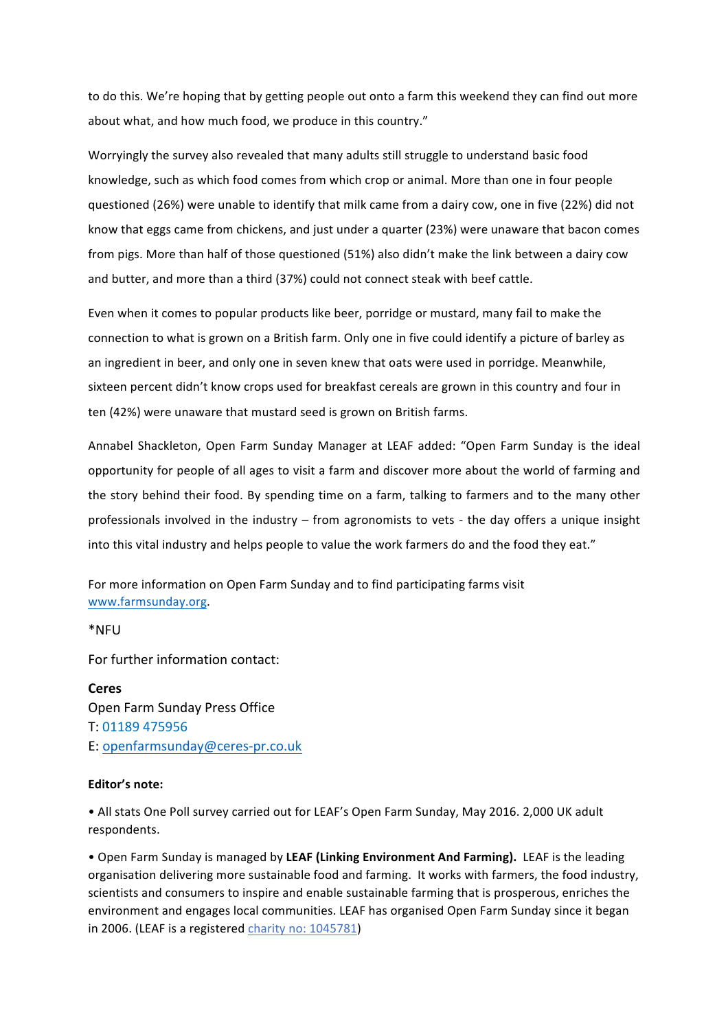to do this. We're hoping that by getting people out onto a farm this weekend they can find out more about what, and how much food, we produce in this country."

Worryingly the survey also revealed that many adults still struggle to understand basic food knowledge, such as which food comes from which crop or animal. More than one in four people questioned (26%) were unable to identify that milk came from a dairy cow, one in five (22%) did not know that eggs came from chickens, and just under a quarter (23%) were unaware that bacon comes from pigs. More than half of those questioned (51%) also didn't make the link between a dairy cow and butter, and more than a third (37%) could not connect steak with beef cattle.

Even when it comes to popular products like beer, porridge or mustard, many fail to make the connection to what is grown on a British farm. Only one in five could identify a picture of barley as an ingredient in beer, and only one in seven knew that oats were used in porridge. Meanwhile, sixteen percent didn't know crops used for breakfast cereals are grown in this country and four in ten (42%) were unaware that mustard seed is grown on British farms.

Annabel Shackleton, Open Farm Sunday Manager at LEAF added: "Open Farm Sunday is the ideal opportunity for people of all ages to visit a farm and discover more about the world of farming and the story behind their food. By spending time on a farm, talking to farmers and to the many other professionals involved in the industry – from agronomists to vets - the day offers a unique insight into this vital industry and helps people to value the work farmers do and the food they eat."

For more information on Open Farm Sunday and to find participating farms visit www.farmsunday.org.

*NFU

For further information contact:

**Ceres**
Open Farm Sunday Press Office
T: 01189 475956
E: openfarmsunday@ceres-pr.co.uk

**Editor's note:**

• All stats One Poll survey carried out for LEAF's Open Farm Sunday, May 2016. 2,000 UK adult respondents.

• Open Farm Sunday is managed by **LEAF (Linking Environment And Farming).** LEAF is the leading organisation delivering more sustainable food and farming. It works with farmers, the food industry, scientists and consumers to inspire and enable sustainable farming that is prosperous, enriches the environment and engages local communities. LEAF has organised Open Farm Sunday since it began in 2006. (LEAF is a registered charity no: 1045781)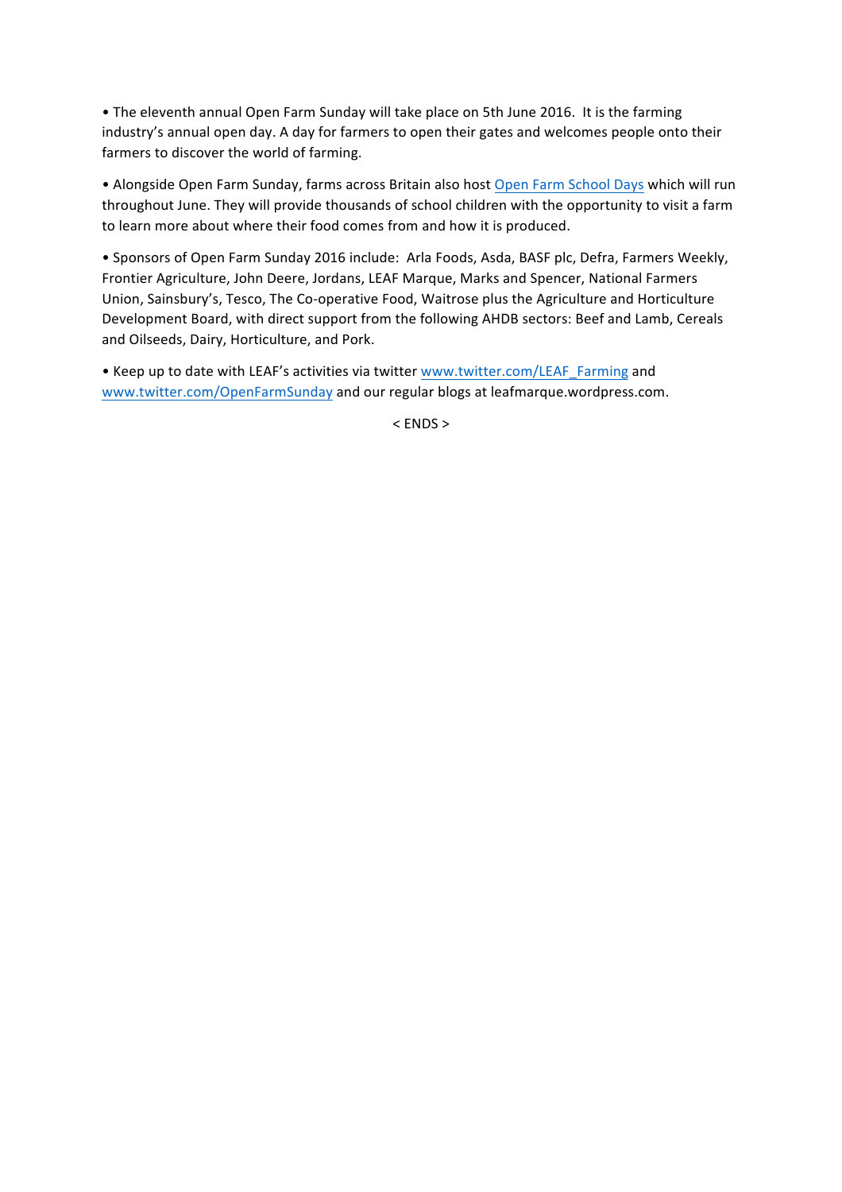• The eleventh annual Open Farm Sunday will take place on 5th June 2016. It is the farming industry's annual open day. A day for farmers to open their gates and welcomes people onto their farmers to discover the world of farming.

• Alongside Open Farm Sunday, farms across Britain also host Open Farm School Days which will run throughout June. They will provide thousands of school children with the opportunity to visit a farm to learn more about where their food comes from and how it is produced.

• Sponsors of Open Farm Sunday 2016 include: Arla Foods, Asda, BASF plc, Defra, Farmers Weekly, Frontier Agriculture, John Deere, Jordans, LEAF Marque, Marks and Spencer, National Farmers Union, Sainsbury's, Tesco, The Co-operative Food, Waitrose plus the Agriculture and Horticulture Development Board, with direct support from the following AHDB sectors: Beef and Lamb, Cereals and Oilseeds, Dairy, Horticulture, and Pork.

• Keep up to date with LEAF's activities via twitter www.twitter.com/LEAF_Farming and www.twitter.com/OpenFarmSunday and our regular blogs at leafmarque.wordpress.com.

< ENDS >